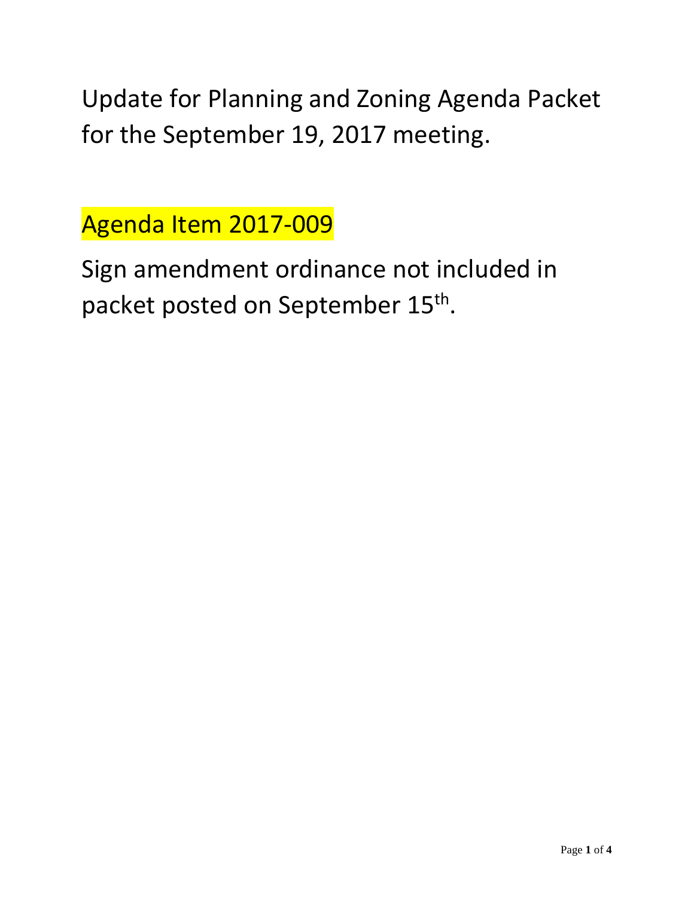# Update for Planning and Zoning Agenda Packet for the September 19, 2017 meeting.

## Agenda Item 2017-009

Sign amendment ordinance not included in packet posted on September 15th.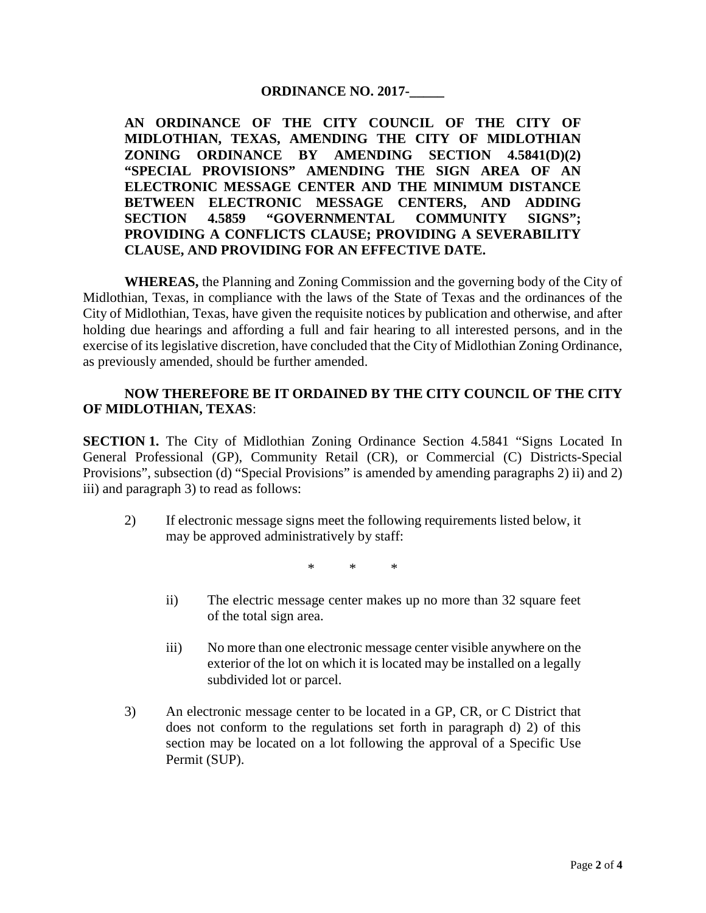**ORDINANCE NO. 2017-_____**

**AN ORDINANCE OF THE CITY COUNCIL OF THE CITY OF MIDLOTHIAN, TEXAS, AMENDING THE CITY OF MIDLOTHIAN ZONING ORDINANCE BY AMENDING SECTION 4.5841(D)(2) "SPECIAL PROVISIONS" AMENDING THE SIGN AREA OF AN ELECTRONIC MESSAGE CENTER AND THE MINIMUM DISTANCE BETWEEN ELECTRONIC MESSAGE CENTERS, AND ADDING SECTION 4.5859 "GOVERNMENTAL COMMUNITY SIGNS"; PROVIDING A CONFLICTS CLAUSE; PROVIDING A SEVERABILITY CLAUSE, AND PROVIDING FOR AN EFFECTIVE DATE.**

**WHEREAS,** the Planning and Zoning Commission and the governing body of the City of Midlothian, Texas, in compliance with the laws of the State of Texas and the ordinances of the City of Midlothian, Texas, have given the requisite notices by publication and otherwise, and after holding due hearings and affording a full and fair hearing to all interested persons, and in the exercise of its legislative discretion, have concluded that the City of Midlothian Zoning Ordinance, as previously amended, should be further amended.

**NOW THEREFORE BE IT ORDAINED BY THE CITY COUNCIL OF THE CITY OF MIDLOTHIAN, TEXAS**:

**SECTION 1.** The City of Midlothian Zoning Ordinance Section 4.5841 "Signs Located In General Professional (GP), Community Retail (CR), or Commercial (C) Districts-Special Provisions", subsection (d) "Special Provisions" is amended by amending paragraphs 2) ii) and 2) iii) and paragraph 3) to read as follows:

2) If electronic message signs meet the following requirements listed below, it may be approved administratively by staff:

\* \* \*

ii) The electric message center makes up no more than 32 square feet of the total sign area.

iii) No more than one electronic message center visible anywhere on the exterior of the lot on which it is located may be installed on a legally subdivided lot or parcel.

3) An electronic message center to be located in a GP, CR, or C District that does not conform to the regulations set forth in paragraph d) 2) of this section may be located on a lot following the approval of a Specific Use Permit (SUP).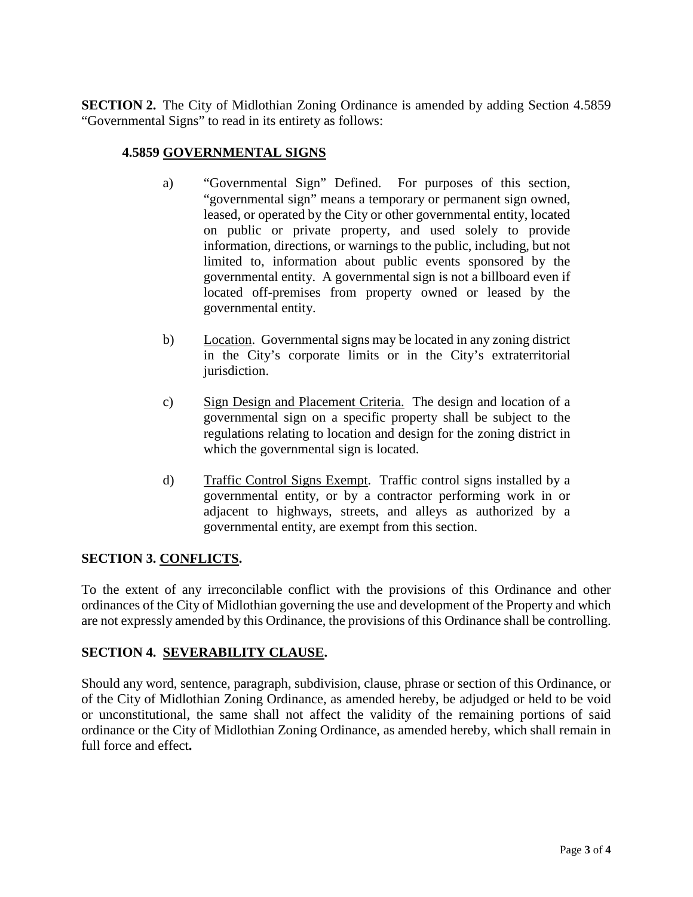**SECTION 2.** The City of Midlothian Zoning Ordinance is amended by adding Section 4.5859 "Governmental Signs" to read in its entirety as follows:

**4.5859 GOVERNMENTAL SIGNS**

a) "Governmental Sign" Defined. For purposes of this section, "governmental sign" means a temporary or permanent sign owned, leased, or operated by the City or other governmental entity, located on public or private property, and used solely to provide information, directions, or warnings to the public, including, but not limited to, information about public events sponsored by the governmental entity. A governmental sign is not a billboard even if located off-premises from property owned or leased by the governmental entity.

b) Location. Governmental signs may be located in any zoning district in the City's corporate limits or in the City's extraterritorial jurisdiction.

c) Sign Design and Placement Criteria. The design and location of a governmental sign on a specific property shall be subject to the regulations relating to location and design for the zoning district in which the governmental sign is located.

d) Traffic Control Signs Exempt. Traffic control signs installed by a governmental entity, or by a contractor performing work in or adjacent to highways, streets, and alleys as authorized by a governmental entity, are exempt from this section.

**SECTION 3. CONFLICTS.**

To the extent of any irreconcilable conflict with the provisions of this Ordinance and other ordinances of the City of Midlothian governing the use and development of the Property and which are not expressly amended by this Ordinance, the provisions of this Ordinance shall be controlling.

**SECTION 4. SEVERABILITY CLAUSE.**

Should any word, sentence, paragraph, subdivision, clause, phrase or section of this Ordinance, or of the City of Midlothian Zoning Ordinance, as amended hereby, be adjudged or held to be void or unconstitutional, the same shall not affect the validity of the remaining portions of said ordinance or the City of Midlothian Zoning Ordinance, as amended hereby, which shall remain in full force and effect.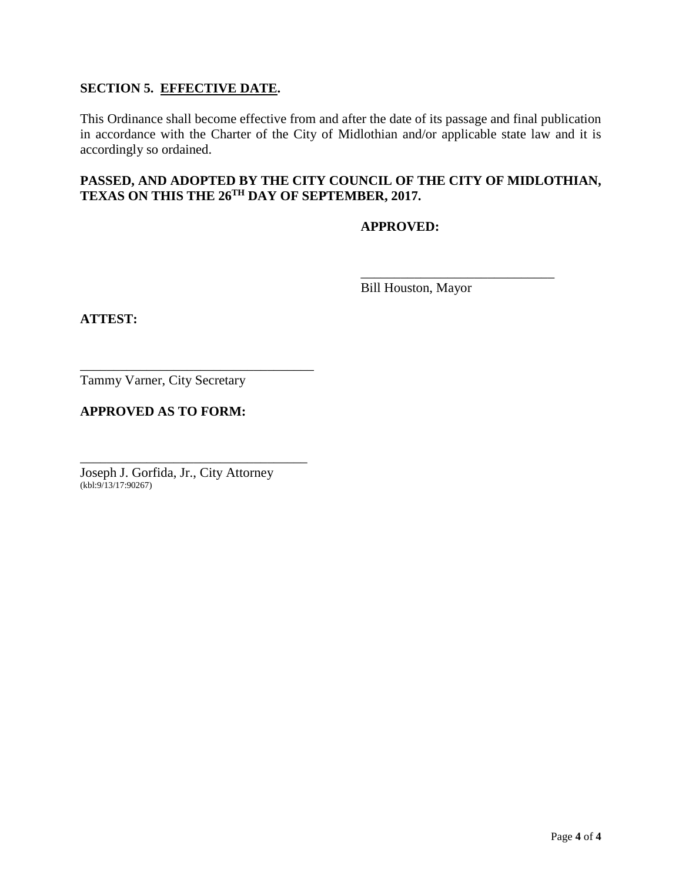**SECTION 5. EFFECTIVE DATE.**

This Ordinance shall become effective from and after the date of its passage and final publication in accordance with the Charter of the City of Midlothian and/or applicable state law and it is accordingly so ordained.

**PASSED, AND ADOPTED BY THE CITY COUNCIL OF THE CITY OF MIDLOTHIAN, TEXAS ON THIS THE 26TH DAY OF SEPTEMBER, 2017.**

**APPROVED:**

\_\_\_\_\_\_\_\_\_\_\_\_\_\_\_\_\_\_\_\_\_\_\_\_\_\_\_\_\_\_
Bill Houston, Mayor

**ATTEST:**

\_\_\_\_\_\_\_\_\_\_\_\_\_\_\_\_\_\_\_\_\_\_\_\_\_\_\_\_\_\_\_\_\_\_\_\_
Tammy Varner, City Secretary

**APPROVED AS TO FORM:**

\_\_\_\_\_\_\_\_\_\_\_\_\_\_\_\_\_\_\_\_\_\_\_\_\_\_\_\_\_\_\_\_\_\_\_
Joseph J. Gorfida, Jr., City Attorney
(kbl:9/13/17:90267)